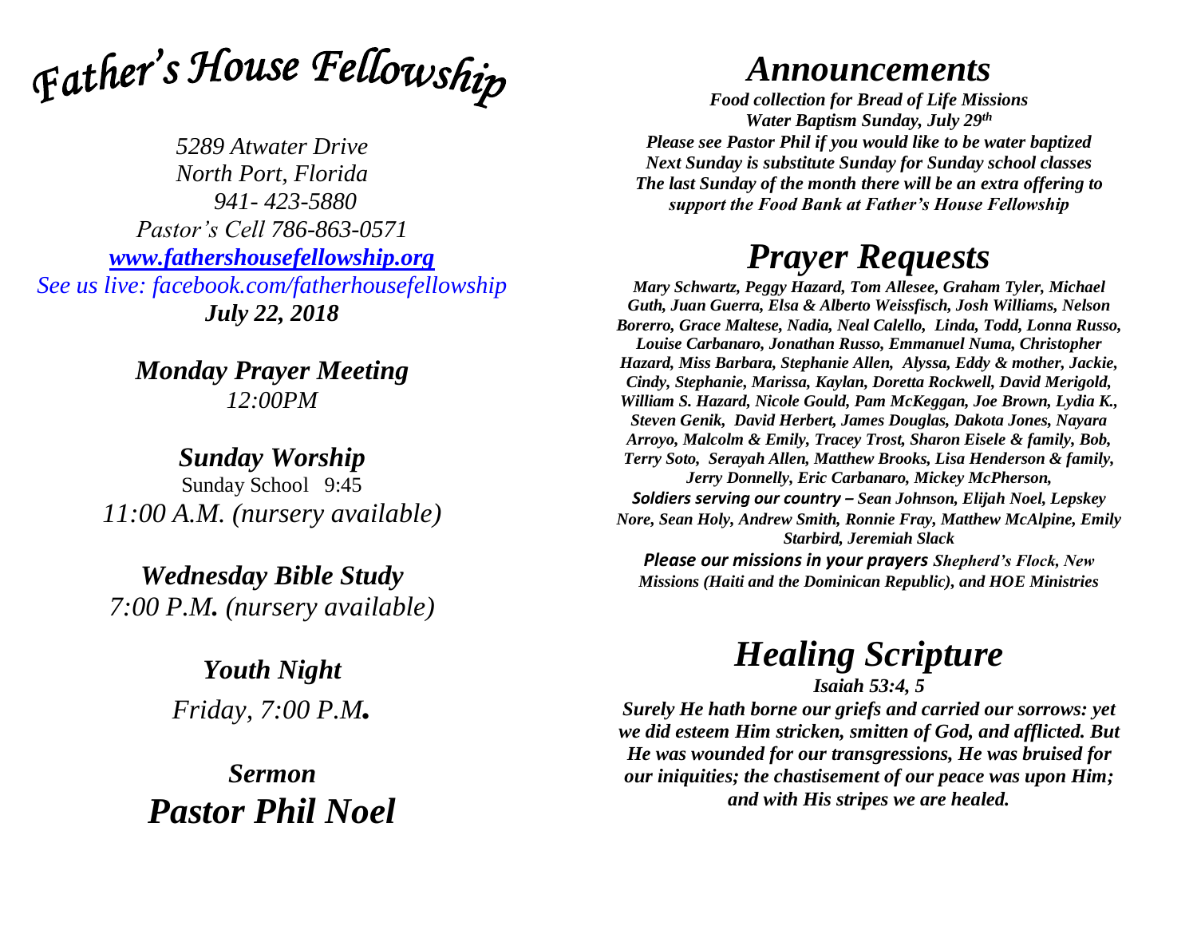# *Father's House Fellowship*

*5289 Atwater Drive*
*North Port, Florida*
*941- 423-5880*
*Pastor's Cell 786-863-0571*
*www.fathershousefellowship.org*
*See us live: facebook.com/fatherhousefellowship*
***July 22, 2018***

***Monday Prayer Meeting***
*12:00PM*

***Sunday Worship***
Sunday School 9:45
*11:00 A.M. (nursery available)*

***Wednesday Bible Study***
*7:00 P.M. (nursery available)*

***Youth Night***
*Friday, 7:00 P.M.*

***Sermon***
***Pastor Phil Noel***

# *Announcements*

***Food collection for Bread of Life Missions***
***Water Baptism Sunday, July 29th***
***Please see Pastor Phil if you would like to be water baptized***
***Next Sunday is substitute Sunday for Sunday school classes***
***The last Sunday of the month there will be an extra offering to support the Food Bank at Father's House Fellowship***

# *Prayer Requests*

***Mary Schwartz, Peggy Hazard, Tom Allesee, Graham Tyler, Michael Guth, Juan Guerra, Elsa & Alberto Weissfisch, Josh Williams, Nelson Borerro, Grace Maltese, Nadia, Neal Calello, Linda, Todd, Lonna Russo, Louise Carbanaro, Jonathan Russo, Emmanuel Numa, Christopher Hazard, Miss Barbara, Stephanie Allen, Alyssa, Eddy & mother, Jackie, Cindy, Stephanie, Marissa, Kaylan, Doretta Rockwell, David Merigold, William S. Hazard, Nicole Gould, Pam McKeggan, Joe Brown, Lydia K., Steven Genik, David Herbert, James Douglas, Dakota Jones, Nayara Arroyo, Malcolm & Emily, Tracey Trost, Sharon Eisele & family, Bob, Terry Soto, Serayah Allen, Matthew Brooks, Lisa Henderson & family, Jerry Donnelly, Eric Carbanaro, Mickey McPherson,***
***Soldiers serving our country – Sean Johnson, Elijah Noel, Lepskey Nore, Sean Holy, Andrew Smith, Ronnie Fray, Matthew McAlpine, Emily Starbird, Jeremiah Slack***

***Please our missions in your prayers Shepherd's Flock, New Missions (Haiti and the Dominican Republic), and HOE Ministries***

# *Healing Scripture*

***Isaiah 53:4, 5***

***Surely He hath borne our griefs and carried our sorrows: yet we did esteem Him stricken, smitten of God, and afflicted. But He was wounded for our transgressions, He was bruised for our iniquities; the chastisement of our peace was upon Him; and with His stripes we are healed.***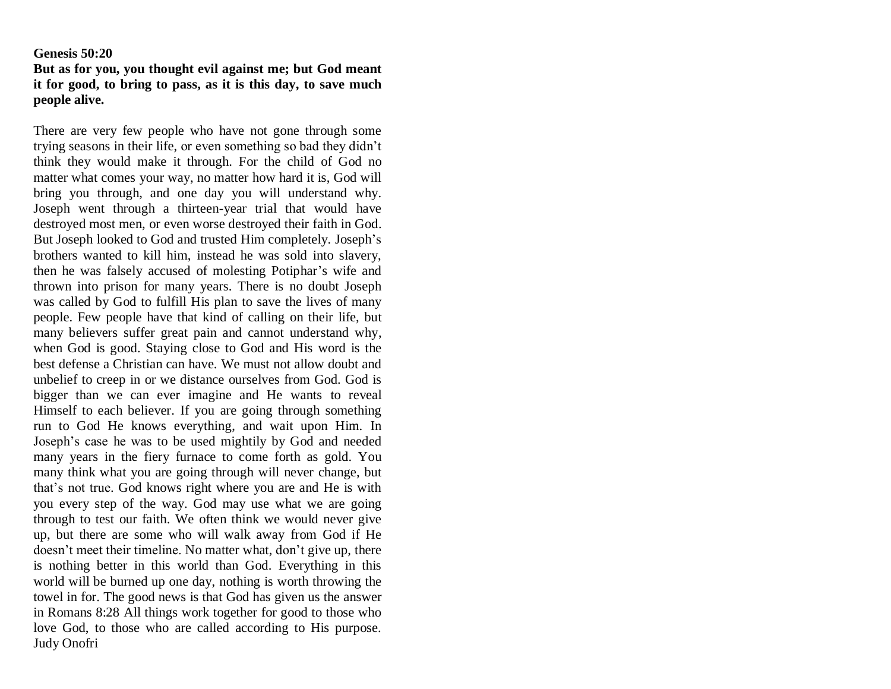**Genesis 50:20**
**But as for you, you thought evil against me; but God meant it for good, to bring to pass, as it is this day, to save much people alive.**

There are very few people who have not gone through some trying seasons in their life, or even something so bad they didn't think they would make it through. For the child of God no matter what comes your way, no matter how hard it is, God will bring you through, and one day you will understand why. Joseph went through a thirteen-year trial that would have destroyed most men, or even worse destroyed their faith in God. But Joseph looked to God and trusted Him completely. Joseph's brothers wanted to kill him, instead he was sold into slavery, then he was falsely accused of molesting Potiphar's wife and thrown into prison for many years. There is no doubt Joseph was called by God to fulfill His plan to save the lives of many people. Few people have that kind of calling on their life, but many believers suffer great pain and cannot understand why, when God is good. Staying close to God and His word is the best defense a Christian can have. We must not allow doubt and unbelief to creep in or we distance ourselves from God. God is bigger than we can ever imagine and He wants to reveal Himself to each believer. If you are going through something run to God He knows everything, and wait upon Him. In Joseph's case he was to be used mightily by God and needed many years in the fiery furnace to come forth as gold. You many think what you are going through will never change, but that's not true. God knows right where you are and He is with you every step of the way. God may use what we are going through to test our faith. We often think we would never give up, but there are some who will walk away from God if He doesn't meet their timeline. No matter what, don't give up, there is nothing better in this world than God. Everything in this world will be burned up one day, nothing is worth throwing the towel in for. The good news is that God has given us the answer in Romans 8:28 All things work together for good to those who love God, to those who are called according to His purpose.
Judy Onofri